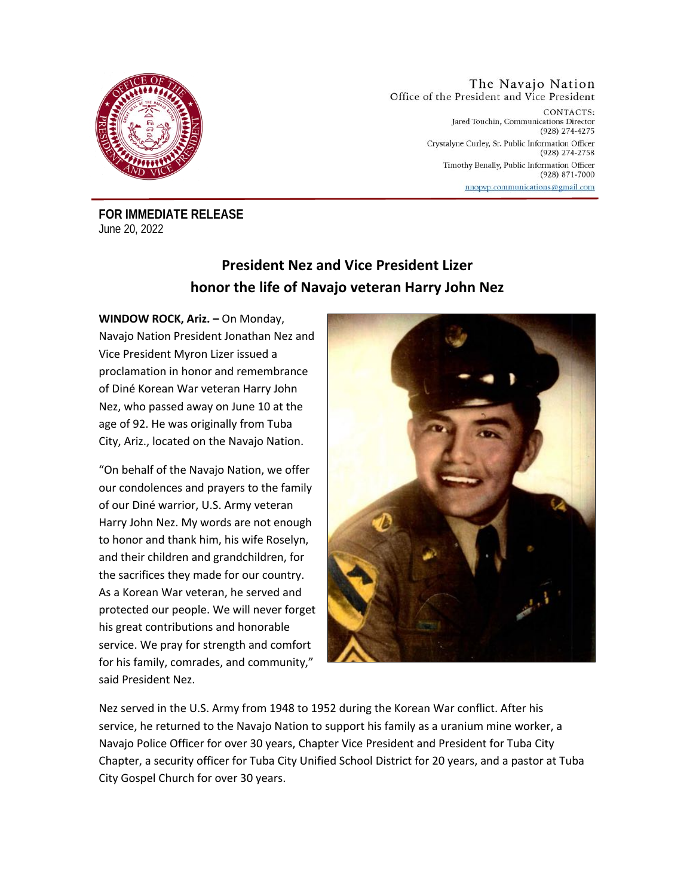The Navajo Nation
Office of the President and Vice President

CONTACTS:
Jared Touchin, Communications Director
(928) 274-4275
Crystalyne Curley, Sr. Public Information Officer
(928) 274-2758
Timothy Benally, Public Information Officer
(928) 871-7000
nnopvp.communications@gmail.com

**FOR IMMEDIATE RELEASE**
June 20, 2022

# President Nez and Vice President Lizer honor the life of Navajo veteran Harry John Nez

**WINDOW ROCK, Ariz. –** On Monday, Navajo Nation President Jonathan Nez and Vice President Myron Lizer issued a proclamation in honor and remembrance of Diné Korean War veteran Harry John Nez, who passed away on June 10 at the age of 92. He was originally from Tuba City, Ariz., located on the Navajo Nation.

"On behalf of the Navajo Nation, we offer our condolences and prayers to the family of our Diné warrior, U.S. Army veteran Harry John Nez. My words are not enough to honor and thank him, his wife Roselyn, and their children and grandchildren, for the sacrifices they made for our country. As a Korean War veteran, he served and protected our people. We will never forget his great contributions and honorable service. We pray for strength and comfort for his family, comrades, and community," said President Nez.

Nez served in the U.S. Army from 1948 to 1952 during the Korean War conflict. After his service, he returned to the Navajo Nation to support his family as a uranium mine worker, a Navajo Police Officer for over 30 years, Chapter Vice President and President for Tuba City Chapter, a security officer for Tuba City Unified School District for 20 years, and a pastor at Tuba City Gospel Church for over 30 years.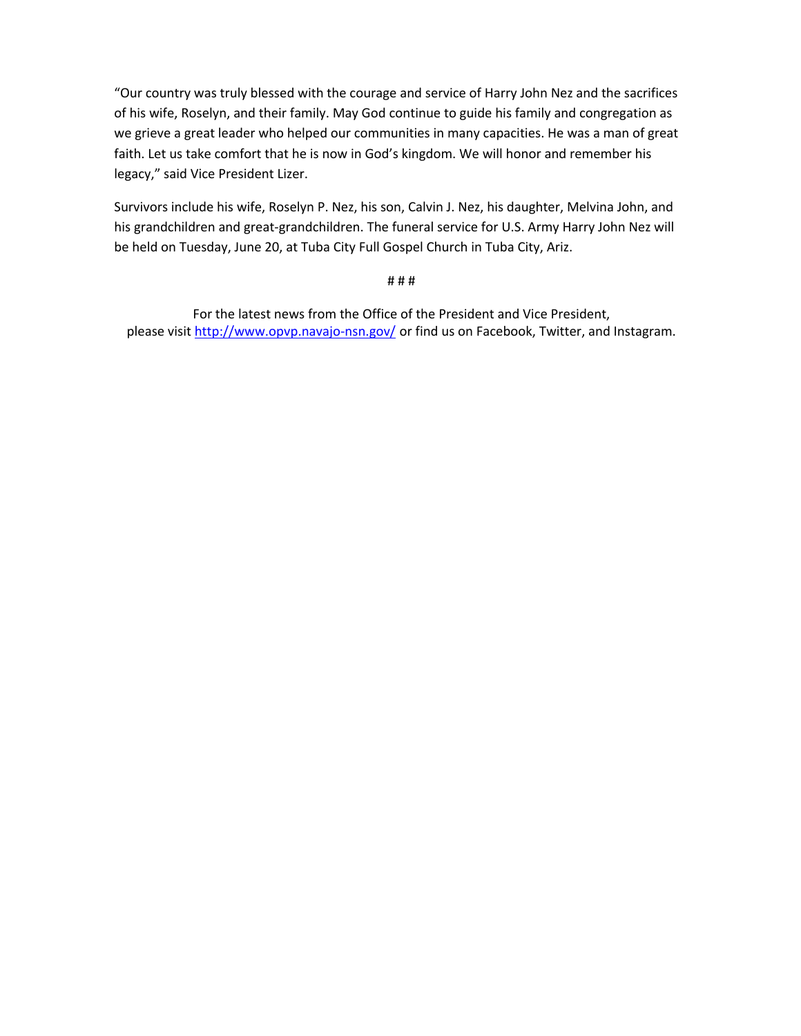"Our country was truly blessed with the courage and service of Harry John Nez and the sacrifices of his wife, Roselyn, and their family. May God continue to guide his family and congregation as we grieve a great leader who helped our communities in many capacities. He was a man of great faith. Let us take comfort that he is now in God's kingdom. We will honor and remember his legacy," said Vice President Lizer.

Survivors include his wife, Roselyn P. Nez, his son, Calvin J. Nez, his daughter, Melvina John, and his grandchildren and great-grandchildren. The funeral service for U.S. Army Harry John Nez will be held on Tuesday, June 20, at Tuba City Full Gospel Church in Tuba City, Ariz.

# # #

For the latest news from the Office of the President and Vice President, please visit http://www.opvp.navajo-nsn.gov/ or find us on Facebook, Twitter, and Instagram.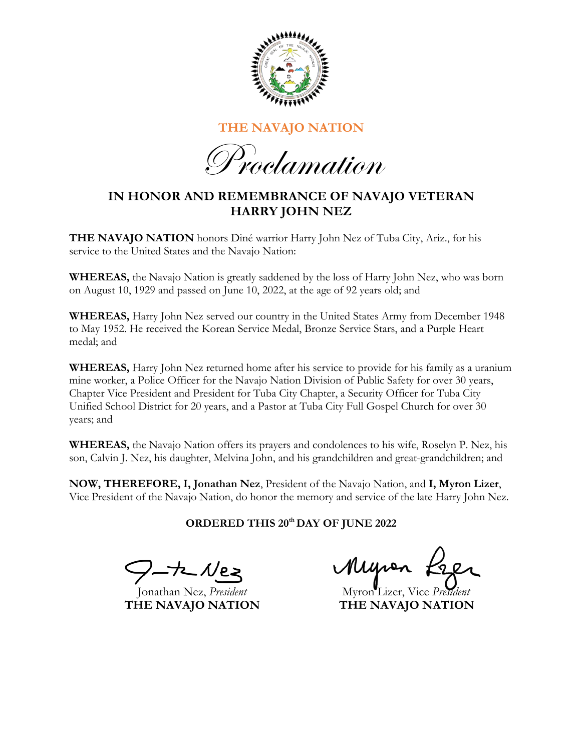THE NAVAJO NATION

# Proclamation

## IN HONOR AND REMEMBRANCE OF NAVAJO VETERAN HARRY JOHN NEZ

**THE NAVAJO NATION** honors Diné warrior Harry John Nez of Tuba City, Ariz., for his service to the United States and the Navajo Nation:

**WHEREAS,** the Navajo Nation is greatly saddened by the loss of Harry John Nez, who was born on August 10, 1929 and passed on June 10, 2022, at the age of 92 years old; and

**WHEREAS,** Harry John Nez served our country in the United States Army from December 1948 to May 1952. He received the Korean Service Medal, Bronze Service Stars, and a Purple Heart medal; and

**WHEREAS,** Harry John Nez returned home after his service to provide for his family as a uranium mine worker, a Police Officer for the Navajo Nation Division of Public Safety for over 30 years, Chapter Vice President and President for Tuba City Chapter, a Security Officer for Tuba City Unified School District for 20 years, and a Pastor at Tuba City Full Gospel Church for over 30 years; and

**WHEREAS,** the Navajo Nation offers its prayers and condolences to his wife, Roselyn P. Nez, his son, Calvin J. Nez, his daughter, Melvina John, and his grandchildren and great-grandchildren; and

**NOW, THEREFORE, I, Jonathan Nez**, President of the Navajo Nation, and **I, Myron Lizer**, Vice President of the Navajo Nation, do honor the memory and service of the late Harry John Nez.

**ORDERED THIS 20th DAY OF JUNE 2022**

Jonathan Nez, *President*
**THE NAVAJO NATION**

Myron Lizer, Vice *President*
**THE NAVAJO NATION**